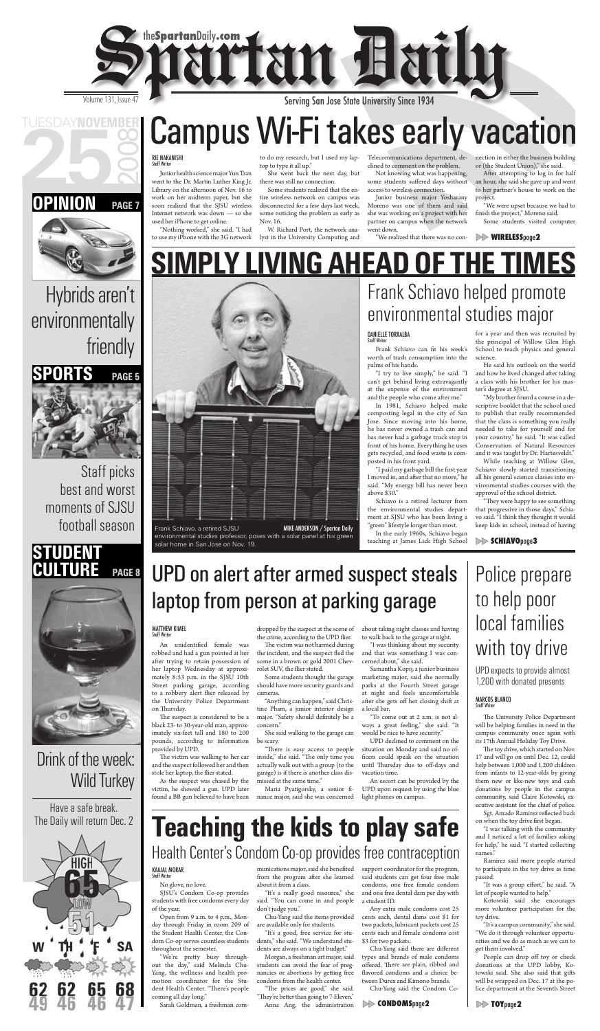# Spartan Daily

theSpartanDaily.com

Volume 131, Issue 47

Serving San Jose State University Since 1934

TUESDAY NOVEMBER 25 2008

**OPINION** PAGE 7

Hybrids aren't environmentally friendly

**SPORTS** PAGE 5

Staff picks best and worst moments of SJSU football season

**STUDENT CULTURE** PAGE 8

Drink of the week: Wild Turkey

Have a safe break. The Daily will return Dec. 2

HIGH 65 LOW 51

W 62/49 TH 62/46 F 65/46 SA 68/47

# Campus Wi-Fi takes early vacation

RIE NAKANISHI
Staff Writer

Junior health science major Yun Tran went to the Dr. Martin Luther King Jr. Library on the afternoon of Nov. 16 to work on her midterm paper, but she soon realized that the SJSU wireless Internet network was down — so she used her iPhone to get online.

"Nothing worked," she said. "I had to use my iPhone with the 3G network to do my research, but I used my laptop to type it all up."

She went back the next day, but there was still no connection.

Some students realized that the entire wireless network on campus was disconnected for a few days last week, some noticing the problem as early as Nov. 16.

W. Richard Port, the network analyst in the University Computing and Telecommunications department, declined to comment on the problem.

Not knowing what was happening, some students suffered days without access to wireless connection.

Junior business major Yosharany Moreno was one of them and said she was working on a project with her partner on campus when the network went down.

"We realized that there was no connection in either the business building or (the Student Union)," she said.

After attempting to log in for half an hour, she said she gave up and went to her partner's house to work on the project.

"We were upset because we had to finish the project," Moreno said.

Some students visited computer

WIRELESS page 2

# SIMPLY LIVING AHEAD OF THE TIMES

## Frank Schiavo helped promote environmental studies major

Frank Schiavo, a retired SJSU environmental studies professor, poses with a solar panel at his green solar home in San Jose on Nov. 19. MIKE ANDERSON / Spartan Daily

DANIELLE TORRALBA
Staff Writer

Frank Schiavo can fit his week's worth of trash consumption into the palms of his hands.

"I try to live simply," he said. "I can't get behind living extravagantly at the expense of the environment and the people who come after me."

In 1981, Schiavo helped make composting legal in the city of San Jose. Since moving into his home, he has never owned a trash can and has never had a garbage truck stop in front of his home. Everything he uses gets recycled, and food waste is composted in his front yard.

"I paid my garbage bill the first year I moved in, and after that no more," he said. "My energy bill has never been above $30."

Schiavo is a retired lecturer from the environmental studies department at SJSU who has been living a "green" lifestyle longer than most.

In the early 1960s, Schiavo began teaching at James Lick High School for a year and then was recruited by the principal of Willow Glen High School to teach physics and general science.

He said his outlook on the world and how he lived changed after taking a class with his brother for his master's degree at SJSU.

"My brother found a course in a descriptive booklet that the school used to publish that really recommended that the class is something you really needed to take for yourself and for your country," he said. "It was called Conservation of Natural Resources and it was taught by Dr. Hartesveldt."

While teaching at Willow Glen, Schiavo slowly started transitioning all his general science classes into environmental studies courses with the approval of the school district.

"They were happy to see something that progressive in those days," Schiavo said. "I think they thought it would keep kids in school, instead of having

SCHIAVO page 3

# UPD on alert after armed suspect steals laptop from person at parking garage

MATTHEW KIMEL
Staff Writer

An unidentified female was robbed and had a gun pointed at her after trying to retain possession of her laptop Wednesday at approximately 8:53 p.m. in the SJSU 10th Street parking garage, according to a robbery alert flier released by the University Police Department on Thursday.

The suspect is considered to be a black 23- to 30-year-old man, approximately six-feet tall and 180 to 200 pounds, according to information provided by UPD.

The victim was walking to her car and the suspect followed her and then stole her laptop, the flier stated.

As the suspect was chased by the victim, he showed a gun. UPD later found a BB gun believed to have been dropped by the suspect at the scene of the crime, according to the UPD flier.

The victim was not harmed during the incident, and the suspect fled the scene in a brown or gold 2001 Chevrolet SUV, the flier stated.

Some students thought the garage should have more security guards and cameras.

"Anything can happen," said Christine Pham, a junior interior design major. "Safety should definitely be a concern."

She said walking to the garage can be scary.

"There is easy access to people inside," she said. "The only time you actually walk out with a group (to the garage) is if there is another class dismissed at the same time."

Maria Pyatigorsky, a senior finance major, said she was concerned about taking night classes and having to walk back to the garage at night.

"I was thinking about my security and that was something I was concerned about," she said.

Samantha Kopij, a junior business marketing major, said she normally parks at the Fourth Street garage at night and feels uncomfortable after she gets off her closing shift at a local bar.

"To come out at 2 a.m. is not always a great feeling," she said. "It would be nice to have security."

UPD declined to comment on the situation on Monday and said no officers could speak on the situation until Thursday due to off-days and vacation time.

An escort can be provided by the UPD upon request by using the blue light phones on campus.

# Police prepare to help poor local families with toy drive

UPD expects to provide almost 1,200 with donated presents

MARCOS BLANCO
Staff Writer

The University Police Department will be helping families in need in the campus community once again with its 17th Annual Holiday Toy Drive.

The toy drive, which started on Nov. 17 and will go on until Dec. 12, could help between 1,000 and 1,200 children from infants to 12-year-olds by giving them new or like-new toys and cash donations by people in the campus community, said Claire Kotowski, executive assistant for the chief of police.

Sgt. Amado Ramirez reflected back on when the toy drive first began.

"I was talking with the community and I noticed a lot of families asking for help," he said. "I started collecting names."

Ramirez said more people started to participate in the toy drive as time passed.

"It was a group effort," he said. "A lot of people wanted to help."

Kotowski said she encourages more volunteer participation for the toy drive.

"It's a campus community," she said. "We do it through volunteer opportunities and we do as much as we can to get them involved."

People can drop off toy or check donations at the UPD lobby, Kotowski said. She also said that gifts will be wrapped on Dec. 17 at the police department at the Seventh Street

TOY page 2

# Teaching the kids to play safe

## Health Center's Condom Co-op provides free contraception

KAAJAL MORAR
Staff Writer

No glove, no love.

SJSU's Condom Co-op provides students with free condoms every day of the year.

Open from 9 a.m. to 4 p.m., Monday through Friday in room 209 of the Student Health Center, the Condom Co-op serves countless students throughout the semester.

"We're pretty busy throughout the day," said Melinda Chu-Yang, the wellness and health promotion coordinator for the Student Health Center. "There's people coming all day long."

Sarah Goldman, a freshman communications major, said she benefited from the program after she learned about it from a class.

"It's a really good resource," she said. "You can come in and people don't judge you."

Chu-Yang said the items provided are available only for students.

"It's a good, free service for students," she said. "We understand students are always on a tight budget."

Morgan, a freshman art major, said students can avoid the fear of pregnancies or abortions by getting free condoms from the health center.

"The prices are good," she said. "They're better than going to 7-Eleven."

Anna Ang, the administration support coordinator for the program, said students can get four free male condoms, one free female condom and one free dental dam per day with a student ID.

Any extra male condoms cost 25 cents each, dental dams cost $1 for two packets, lubricant packets cost 25 cents each and female condoms cost $3 for two packets.

Chu-Yang said there are different types and brands of male condoms offered. There are plain, ribbed and flavored condoms and a choice between Durex and Kimono brands.

Chu-Yang said the Condom Co-

CONDOMS page 2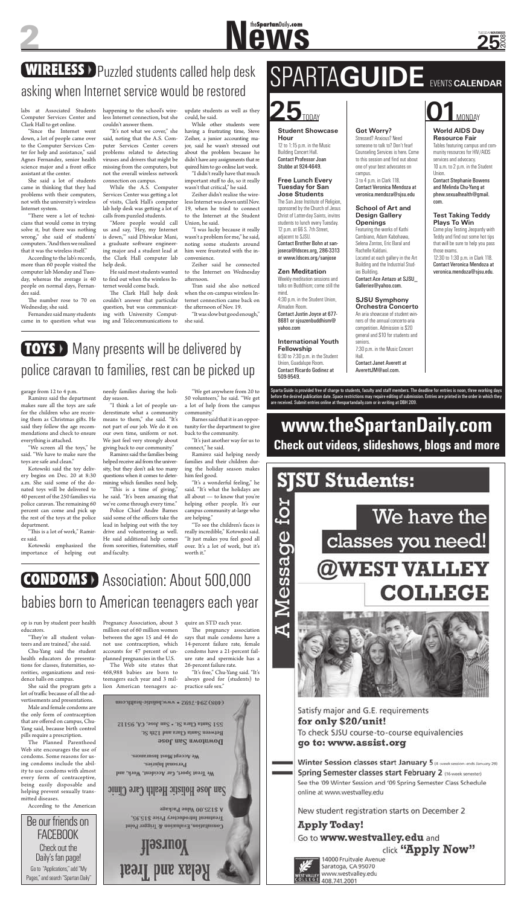## WIRELESS ▸ Puzzled students called help desk asking when Internet service would be restored

labs at Associated Students Computer Services Center and Clark Hall to get online.

"Since the Internet went down, a lot of people came over to the Computer Services Center for help and assistance," said Agnes Fernandez, senior health science major and a front office assistant at the center.

She said a lot of students came in thinking that they had problems with their computers, not with the university's wireless Internet system.

"There were a lot of technicians that would come in trying solve it, but there was nothing wrong," she said of students' computers. "And then we realized that it was the wireless itself."

According to the lab's records, more than 60 people visited the computer lab Monday and Tuesday, whereas the average is 40 people on normal days, Fernandez said.

The number rose to 70 on Wednesday, she said.

Fernandez said many students came in to question what was happening to the school's wireless Internet connection, but she couldn't answer them.

"It's not what we cover," she said, noting that the A.S. Computer Services Center covers problems related to detecting viruses and drivers that might be missing from the computers, but not the overall wireless network connection on campus.

While the A.S. Computer Services Center was getting a lot of visits, Clark Hall's computer lab help desk was getting a lot of calls from puzzled students.

"More people would call us and say, 'Hey, my Internet is down,'" said Dhiwakar Mani, a graduate software engineering major and a student lead at the Clark Hall computer lab help desk.

He said most students wanted to find out when the wireless Internet would come back.

The Clark Hall help desk couldn't answer that particular question, but was communicating with University Computing and Telecommunications to update students as well as they could, he said.

While other students were having a frustrating time, Steve Zeiher, a junior accounting major, said he wasn't stressed out about the problem because he didn't have any assignments that required him to go online last week.

"I didn't really have that much important stuff to do, so it really wasn't that critical," he said.

Zeiher didn't realize the wireless Internet was down until Nov. 19, when he tried to connect to the Internet at the Student Union, he said.

"I was lucky because it really wasn't a problem for me," he said, noting some students around him were frustrated with the inconvenience.

Zeiher said he connected to the Internet on Wednesday afternoon.

Tran said she also noticed when the on-campus wireless Internet connection came back on the afternoon of Nov. 19.

"It was slow but good enough," she said.

## TOYS ▸ Many presents will be delivered by police caravan to families, rest can be picked up

garage from 12 to 4 p.m.

Ramirez said the department makes sure all the toys are safe for the children who are receiving them as Christmas gifts. He said they follow the age recommendations and check to ensure everything is attached.

"We screen all the toys," he said. "We have to make sure the toys are safe and clean."

Kotowski said the toy delivery begins on Dec. 20 at 8:30 a.m. She said some of the donated toys will be delivered to 40 percent of the 250 families via police caravan. The remaining 60 percent can come and pick up the rest of the toys at the police department.

"This is a lot of work," Ramirez said.

Kotowski emphasized the importance of helping out needy families during the holiday season.

"I think a lot of people underestimate what a community means to them," she said. "It's not part of our job. We do it on our own time, uniform or not. We just feel very strongly about giving back to our community."

Ramirez said the families being helped receive aid from the university, but they don't ask too many questions when it comes to determining which families need help.

"This is a time of giving," he said. "It's been amazing that we've come through every time."

Police Chief Andre Barnes said some of the officers take the lead in helping out with the toy drive and volunteering as well. He said additional help comes from sororities, fraternities, staff and faculty.

"We get anywhere from 20 to 50 volunteers," he said. "We get a lot of help from the campus community."

Barnes said that it is an opportunity for the department to give back to the community.

"It's just another way for us to connect," he said.

Ramirez said helping needy families and their children during the holiday season makes him feel good.

"It's a wonderful feeling," he said. "It's what the holidays are all about — to know that you're helping other people. It's our campus community at-large who are helping."

"To see the children's faces is really incredible," Kotowski said. "It just makes you feel good all over. It's a lot of work, but it's worth it."

## CONDOMS ▸ Association: About 500,000 babies born to American teenagers each year

op is run by student peer health educators.

"They're all student volunteers and are trained," she said.

Chu-Yang said the student health educators do presentations for classes, fraternities, sororities, organizations and residence halls on campus.

She said the program gets a lot of traffic because of all the advertisements and presentations.

Male and female condoms are the only form of contraception that are offered on campus, Chu-Yang said, because birth control pills require a prescription.

The Planned Parenthood Web site encourages the use of condoms. Some reasons for using condoms include the ability to use condoms with almost every form of contraceptive, being easily disposable and helping prevent sexually transmitted diseases.

According to the American Pregnancy Association, about 3 million out of 60 million women between the ages 15 and 44 do not use contraception, which accounts for 47 percent of unplanned pregnancies in the U.S.

The Web site states that 468,988 babies are born to teenagers each year and 3 million American teenagers acquire an STD each year.

The pregnancy association says that male condoms have a 14-percent failure rate, female condoms have a 21-percent failure rate and spermicide has a 26-percent failure rate.

"It's free," Chu-Yang said. "It's always good for (students) to practice safe sex."

**Be our friends on FACEBOOK**
Check out the Daily's fan page!
Go to "Applications," add "My Pages," and search "Spartan Daily"

**Relax and Treat Yourself**

Consultation, Evaluation & Trigger Point Treatment Introductory Price $19.95. A $125.00 Value Package

**San Jose Holistic Health Care Clinic**

We Treat Sport, Car Accident, Work, and Personal Injuries.
We Accept Most Insurances.

**Downtown San Jose**
Between Santa Clara and 12th St.
551 Santa Clara St. • San Jose, CA 95112
(408) 294-7692 • www.holistic-health.com

# SPARTA GUIDE — EVENTS CALENDAR

### 25 TODAY

**Student Showcase Hour**
12 to 1:15 p.m. in the Music Building Concert Hall.
Contact Professor Joan Stubbe at 924-4649.

**Free Lunch Every Tuesday for San Jose Students**
The San Jose Institute of Religion, sponsored by the Church of Jesus Christ of Latter-day Saints, invites students to lunch every Tuesday.
12 p.m. at 66 S. 7th Street, adjacent to SJSU.
Contact Brother Bohn at sanjoseca@ldsces.org, 286-3313 or www.ldsces.org/sanjose

**Zen Meditation**
Weekly meditation sessions and talks on Buddhism; come still the mind.
4:30 p.m. in the Student Union, Almaden Room.
Contact Justin Joyce at 677-8681 or sjsuzenbuddhism@yahoo.com

**International Youth Fellowship**
6:30 to 7:30 p.m. in the Student Union, Guadalupe Room.
Contact Ricardo Godinez at 509-9549.

**Got Worry?**
Stressed? Anxious? Need someone to talk to? Don't fear! Counseling Services is here. Come to this session and find out about one of your best advocates on campus.
3 to 4 p.m. in Clark 118.
Contact Veronica Mendoza at veronica.mendoza@sjsu.edu

**School of Art and Design Gallery Openings**
Featuring the works of Kathi Cambiano, Adam Kabohawa, Selena Zontos, Eric Baral and Rachelle Kaldani.
Located at each gallery in the Art Building and the Industrial Studies Building.
Contact Ace Antazo at SJSU_Galleries@yahoo.com.

**SJSU Symphony Orchestra Concerto**
An aria showcase of student winners of the annual concerto-aria competition. Admission is $20 general and $10 for students and seniors.
7:30 p.m. in the Music Concert Hall.
Contact Janet Averett at AverettJM@aol.com.

### 01 MONDAY

**World AIDS Day Resource Fair**
Tables featuring campus and community resources for HIV/AIDS services and advocacy.
10 a.m. to 2 p.m. in the Student Union.
Contact Stephanie Bowens and Melinda Chu-Yang at phew.sexualhealth@gmail.com.

**Test Taking Teddy Plays To Win**
Come play Testing Jeopardy with Teddy and find out some hot tips that will be sure to help you pass those exams.
12:30 to 1:30 p.m. in Clark 118.
Contact Veronica Mendoza at veronica.mendoza@sjsu.edu.

Sparta Guide is provided free of charge to students, faculty and staff members. The deadline for entries is noon, three working days before the desired publication date. Space restrictions may require editing of submission. Entries are printed in the order in which they are received. Submit entries online at thespartandaily.com or in writing at DBH 209.

## www.theSpartanDaily.com
**Check out videos, slideshows, blogs and more**

**SJSU Students:** A Message for

We have the classes you need! @WEST VALLEY COLLEGE

Satisfy major and G.E. requirements **for only $20/unit!**
To check SJSU course-to-course equivalencies **go to: www.assist.org**

**Winter Session classes start January 5** (4-week session- ends January 29)
**Spring Semester classes start February 2** (16-week semester)
See the '09 Winter Session and '09 Spring Semester Class Schedule online at www.westvalley.edu

New student registration starts on December 2

**Apply Today!**
Go to **www.westvalley.edu** and click **"Apply Now"**

14000 Fruitvale Avenue
Saratoga, CA 95070
www.westvalley.edu
408.741.2001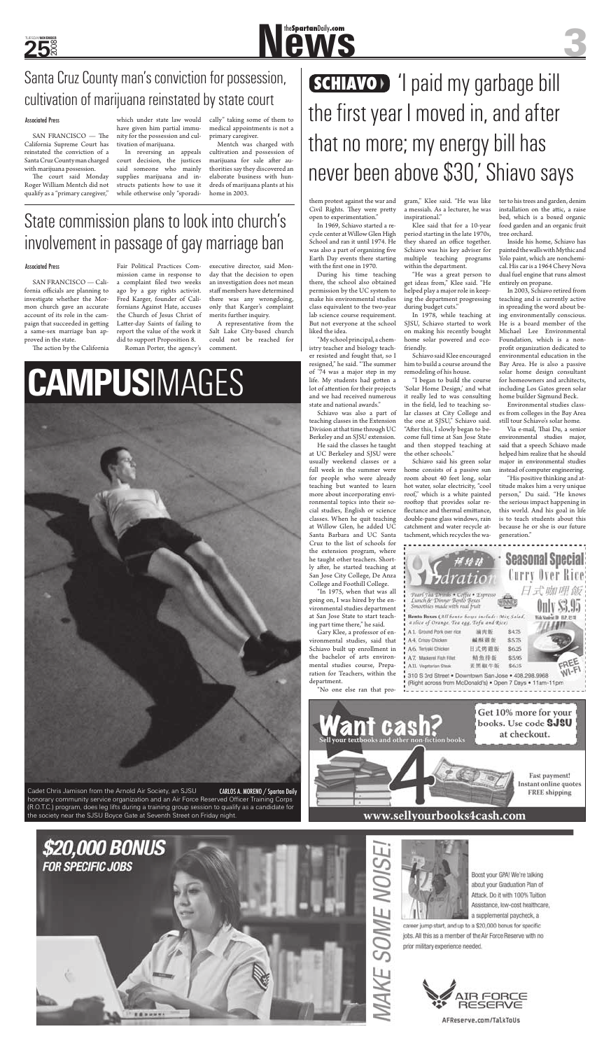# Santa Cruz County man's conviction for possession, cultivation of marijuana reinstated by state court

Associated Press

SAN FRANCISCO — The California Supreme Court has reinstated the conviction of a Santa Cruz County man charged with marijuana possession.

The court said Monday Roger William Mentch did not qualify as a "primary caregiver," which under state law would have given him partial immunity for the possession and cultivation of marijuana.

In reversing an appeals court decision, the justices said someone who mainly supplies marijuana and instructs patients how to use it while otherwise only "sporadically" taking some of them to medical appointments is not a primary caregiver.

Mentch was charged with cultivation and possession of marijuana for sale after authorities say they discovered an elaborate business with hundreds of marijuana plants at his home in 2003.

# State commission plans to look into church's involvement in passage of gay marriage ban

Associated Press

SAN FRANCISCO — California officials are planning to investigate whether the Mormon church gave an accurate account of its role in the campaign that succeeded in getting a same-sex marriage ban approved in the state.

The action by the California Fair Political Practices Commission came in response to a complaint filed two weeks ago by a gay rights activist. Fred Karger, founder of Californians Against Hate, accuses the Church of Jesus Christ of Latter-day Saints of failing to report the value of the work it did to support Proposition 8.

Roman Porter, the agency's executive director, said Monday that the decision to open an investigation does not mean staff members have determined there was any wrongdoing, only that Karger's complaint merits further inquiry.

A representative from the Salt Lake City-based church could not be reached for comment.

# SCHIAVO 'I paid my garbage bill the first year I moved in, and after that no more; my energy bill has never been above $30,' Shiavo says

them protest against the war and Civil Rights. They were pretty open to experimentation."

In 1969, Schiavo started a recycle center at Willow Glen High School and ran it until 1974. He was also a part of organizing five Earth Day events there starting with the first one in 1970.

During his time teaching there, the school also obtained permission by the UC system to make his environmental studies class equivalent to the two-year lab science course requirement. But not everyone at the school liked the idea.

"My school principal, a chemistry teacher and biology teacher resisted and fought that, so I resigned," he said. "The summer of '74 was a major step in my life. My students had gotten a lot of attention for their projects and we had received numerous state and national awards."

Schiavo was also a part of teaching classes in the Extension Division at that time through UC Berkeley and an SJSU extension.

He said the classes he taught at UC Berkeley and SJSU were usually weekend classes or a full week in the summer were for people who were already teaching but wanted to learn more about incorporating environmental topics into their social studies, English or science classes. When he quit teaching at Willow Glen, he added UC Santa Barbara and UC Santa Cruz to the list of schools for the extension program, where he taught other teachers. Shortly after, he started teaching at San Jose City College, De Anza College and Foothill College.

"In 1975, when that was all going on, I was hired by the environmental studies department at San Jose State to start teaching part time there," he said.

Gary Klee, a professor of environmental studies, said that Schiavo built up enrollment in the bachelor of arts environmental studies course, Preparation for Teachers, within the department.

"No one else ran that program," Klee said. "He was like a messiah. As a lecturer, he was inspirational."

Klee said that for a 10-year period starting in the late 1970s, they shared an office together. Schiavo was his key adviser for multiple teaching programs within the department.

"He was a great person to get ideas from," Klee said. "He helped play a major role in keeping the department progressing during budget cuts."

In 1978, while teaching at SJSU, Schiavo started to work on making his recently bought home solar powered and eco-friendly.

Schiavo said Klee encouraged him to build a course around the remodeling of his house.

"I began to build the course 'Solar Home Design,' and what it really led to was consulting in the field, led to teaching solar classes at City College and the one at SJSU," Schiavo said. "After this, I slowly began to become full time at San Jose State and then stopped teaching at the other schools."

Schiavo said his green solar home consists of a passive sun room about 40 feet long, solar hot water, solar electricity, "cool roof," which is a white painted rooftop that provides solar reflectance and thermal emittance, double-pane glass windows, rain catchment and water recycle attachment, which recycles the water to his trees and garden, denim installation on the attic, a raise bed, which is a boxed organic food garden and an organic fruit tree orchard.

Inside his home, Schiavo has painted the walls with Mythic and Yolo paint, which are nonchemical. His car is a 1964 Chevy Nova dual fuel engine that runs almost entirely on propane.

In 2003, Schiavo retired from teaching and is currently active in spreading the word about being environmentally conscious. He is a board member of the Michael Lee Environmental Foundation, which is a nonprofit organization dedicated to environmental education in the Bay Area. He is also a passive solar home design consultant for homeowners and architects, including Los Gatos green solar home builder Sigmund Beck.

Environmental studies classes from colleges in the Bay Area still tour Schiavo's solar home.

Via e-mail, Thai Du, a senior environmental studies major, said that a speech Schiavo made helped him realize that he should major in environmental studies instead of computer engineering.

"His positive thinking and attitude makes him a very unique person," Du said. "He knows the serious impact happening in this world. And his goal in life is to teach students about this because he or she is our future generation."

# CAMPUSIMAGES

Cadet Chris Jamison from the Arnold Air Society, an SJSU honorary community service organization and an Air Force Reserved Officer Training Corps (R.O.T.C.) program, does leg lifts during a training group session to qualify as a candidate for the society near the SJSU Boyce Gate at Seventh Street on Friday night. CARLOS A. MORENO / Spartan Daily

---

**Hydration** — Seasonal Special: Curry Over Rice 日式咖哩飯 Only $3.95

Pearl Tea Drinks • Coffee • Espresso · Lunch & Dinner Bento Boxes · Smoothies made with real fruit

Bento Boxes (All bento boxes include: Mix Salad, a slice of Orange, Tea egg, Tofu and Rice)

| Item | | Price |
|---|---|---|
| A1. Ground Pork over rice | 滷肉飯 | $4.75 |
| A4. Crispy Chicken | 鹹酥雞飯 | $5.75 |
| A6. Teriyaki Chicken | 日式烤雞飯 | $6.25 |
| A7. Mackerel Fish Filet | 鯖魚排飯 | $5.95 |
| A11. Vegetarian Steak | 素黑椒牛飯 | $6.15 |

FREE WI-FI

310 S 3rd Street • Downtown San Jose • 408.298.9968 (Right across from McDonald's) • Open 7 Days • 11am-11pm

---

**Want cash?** Sell your textbooks and other non-fiction books. Get 10% more for your books. Use code SJSU at checkout. Fast payment! Instant online quotes FREE shipping

www.sellyourbooks4cash.com

---

**$20,000 BONUS FOR SPECIFIC JOBS**

MAKE SOME NOISE!

Boost your GPA! We're talking about your Graduation Plan of Attack. Do it with 100% Tuition Assistance, low-cost healthcare, a supplemental paycheck, a career jump start, and up to a $20,000 bonus for specific jobs. All this as a member of the Air Force Reserve with no prior military experience needed.

AIR FORCE RESERVE

AFReserve.com/TalkToUs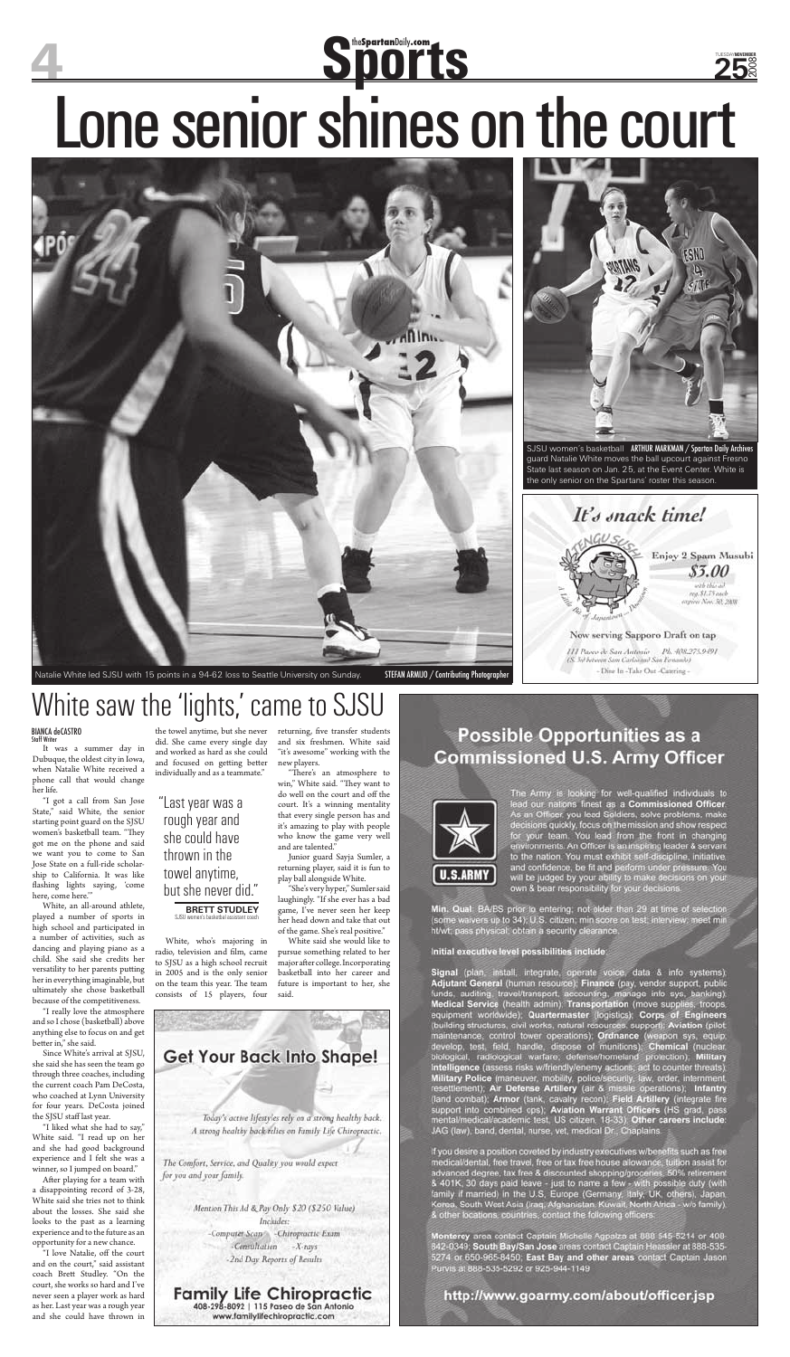# Lone senior shines on the court

Natalie White led SJSU with 15 points in a 94-62 loss to Seattle University on Sunday. STEFAN ARMIJO / Contributing Photographer

SJSU women's basketball guard Natalie White moves the ball upcourt against Fresno State last season on Jan. 25, at the Event Center. White is the only senior on the Spartans' roster this season. ARTHUR MARKMAN / Spartan Daily Archives

## White saw the 'lights,' came to SJSU

**BIANCA deCASTRO**
Staff Writer

It was a summer day in Dubuque, the oldest city in Iowa, when Natalie White received a phone call that would change her life.

"I got a call from San Jose State," said White, the senior starting point guard on the SJSU women's basketball team. "They got me on the phone and said we want you to come to San Jose State on a full-ride scholarship to California. It was like flashing lights saying, 'come here, come here.'"

White, an all-around athlete, played a number of sports in high school and participated in a number of activities, such as dancing and playing piano as a child. She said she credits her versatility to her parents putting her in everything imaginable, but ultimately she chose basketball because of the competitiveness.

"I really love the atmosphere and so I chose (basketball) above anything else to focus on and get better in," she said.

Since White's arrival at SJSU, she said she has seen the team go through three coaches, including the current coach Pam DeCosta, who coached at Lynn University for four years. DeCosta joined the SJSU staff last year.

"I liked what she had to say," White said. "I read up on her and she had good background experience and I felt she was a winner, so I jumped on board."

After playing for a team with a disappointing record of 3-28, White said she tries not to think about the losses. She said she looks to the past as a learning experience and to the future as an opportunity for a new chance.

"I love Natalie, off the court and on the court," said assistant coach Brett Studley. "On the court, she works so hard and I've never seen a player work as hard as her. Last year was a rough year and she could have thrown in the towel anytime, but she never did. She came every single day and worked as hard as she could and focused on getting better individually and as a teammate."

> "Last year was a rough year and she could have thrown in the towel anytime, but she never did."
>
> **BRETT STUDLEY**
> SJSU women's basketball assistant coach

White, who's majoring in radio, television and film, came to SJSU as a high school recruit in 2005 and is the only senior on the team this year. The team consists of 15 players, four returning, five transfer students and six freshmen. White said "it's awesome" working with the new players.

"There's an atmosphere to win," White said. "They want to do well on the court and off the court. It's a winning mentality that every single person has and it's amazing to play with people who know the game very well and are talented."

Junior guard Sayja Sumler, a returning player, said it is fun to play ball alongside White.

"She's very hyper," Sumler said laughingly. "If she ever has a bad game, I've never seen her keep her head down and take that out of the game. She's real positive."

White said she would like to pursue something related to her major after college. Incorporating basketball into her career and future is important to her, she said.

---

**It's snack time!**

Enjoy 2 Spam Musubi $3.00 with this ad reg $1.75 each expires Nov. 30, 2008

Now serving Sapporo Draft on tap

111 Paseo de San Antonio Ph. 408.275.9491 (S. 3rd between San Carlos and San Fernando)

- Dine In - Take Out - Catering -

---

**Get Your Back Into Shape!**

*Today's active lifestyles rely on a strong healthy back. A strong healthy back relies on Family Life Chiropractic.*

*The Comfort, Service, and Quality you would expect for you and your family.*

*Mention This Ad & Pay Only $20 ($250 Value)*
*Includes:*
*-Computer Scan -Chiropractic Exam*
*-Consultation -X-rays*
*-2nd Day Reports of Results*

**Family Life Chiropractic**
408-298-8092 | 115 Paseo de San Antonio
www.familylifechiropractic.com

---

**Possible Opportunities as a Commissioned U.S. Army Officer**

U.S.ARMY

The Army is looking for well-qualified individuals to lead our nations finest as a **Commissioned Officer**. As an Officer, you lead Soldiers, solve problems, make decisions quickly, focus on the mission and show respect for your team. You lead from the front in changing environments. An Officer is an inspiring leader & servant to the nation. You must exhibit self-discipline, initiative, and confidence, be fit and perform under pressure. You will be judged by your ability to make decisions on your own & bear responsibility for your decisions.

**Min. Qual**: BA/BS prior to entering; not older than 29 at time of selection (some waivers up to 34); U.S. citizen; min score on test; interview; meet min ht/wt; pass physical; obtain a security clearance.

**Initial executive level possibilities include**:

**Signal** (plan, install, integrate, operate voice, data & info systems); **Adjutant General** (human resource); **Finance** (pay, vendor support, public funds, auditing, travel/transport, accounting, manage info sys, banking); **Medical Service** (health admin); **Transportation** (move supplies, troops, equipment worldwide); **Quartermaster** (logistics); **Corps of Engineers** (building structures, civil works, natural resources, support); **Aviation** (pilot, maintenance, control tower operations); **Ordnance** (weapon sys, equip; develop, test, field, handle, dispose of munitions); **Chemical** (nuclear, biological, radiological warfare; defense/homeland protection); **Military Intelligence** (assess risks w/friendly/enemy actions; act to counter threats); **Military Police** (maneuver, mobility, police/security, law, order, internment, resettlement); **Air Defense Artillery** (air & missile operations); **Infantry** (land combat); **Armor** (tank, cavalry recon); **Field Artillery** (integrate fire support into combined ops); **Aviation Warrant Officers** (HS grad, pass mental/medical/academic test, US citizen, 18-33). **Other careers include**: JAG (law), band, dental, nurse, vet, medical Dr., Chaplains.

If you desire a position coveted by industry executives w/benefits such as free medical/dental, free travel, free or tax free house allowance, tuition assist for advanced degree, tax free & discounted shopping/groceries, 50% retirement & 401K, 30 days paid leave - just to name a few - with possible duty (with family if married) in the U.S., Europe (Germany, Italy, UK, others), Japan, Korea, South West Asia (Iraq, Afghanistan, Kuwait, North Africa - w/o family), & other locations, countries, contact the following officers:

**Monterey** area contact Captain Michelle Agpalza at 888-545-5214 or 408-842-0349; **South Bay/San Jose** areas contact Captain Heassler at 888-535-5274 or 650-965-8450; **East Bay and other areas** contact Captain Jason Purvis at 888-535-5292 or 925-944-1149

**http://www.goarmy.com/about/officer.jsp**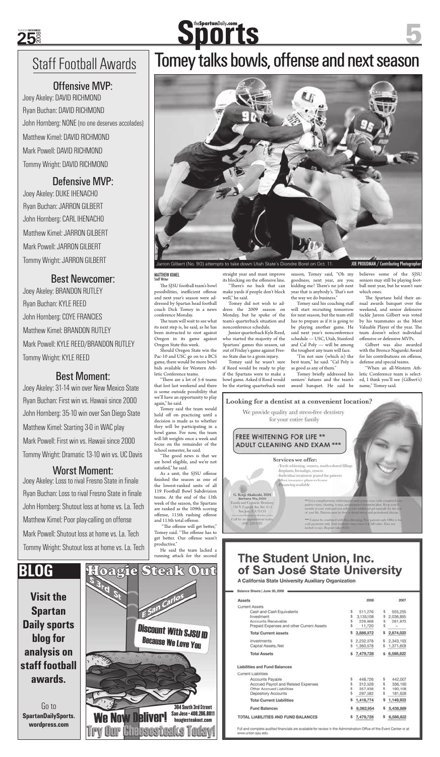# Staff Football Awards

## Offensive MVP:

Joey Akeley: DAVID RICHMOND

Ryan Buchan: DAVID RICHMOND

John Hornberg: NONE (no one deserves accolades)

Matthew Kimel: DAVID RICHMOND

Mark Powell: DAVID RICHMOND

Tommy Wright: DAVID RICHMOND

## Defensive MVP:

Joey Akeley: DUKE IHENACHO

Ryan Buchan: JARRON GILBERT

John Hornberg: CARL IHENACHO

Matthew Kimel: JARRON GILBERT

Mark Powell: JARRON GILBERT

Tommy Wright: JARRON GILBERT

## Best Newcomer:

Joey Akeley: BRANDON RUTLEY

Ryan Buchan: KYLE REED

John Hornberg: COYE FRANCIES

Matthew Kimel: BRANDON RUTLEY

Mark Powell: KYLE REED/BRANDON RUTLEY

Tommy Wright: KYLE REED

## Best Moment:

Joey Akeley: 31-14 win over New Mexico State

Ryan Buchan: First win vs. Hawaii since 2000

John Hornberg: 35-10 win over San Diego State

Matthew Kimel: Starting 3-0 in WAC play

Mark Powell: First win vs. Hawaii since 2000

Tommy Wright: Dramatic 13-10 win vs. UC Davis

## Worst Moment:

Joey Akeley: Loss to rival Fresno State in finale

Ryan Buchan: Loss to rival Fresno State in finale

John Hornberg: Shutout loss at home vs. La. Tech

Matthew Kimel: Poor play-calling on offense

Mark Powell: Shutout loss at home vs. La. Tech

Tommy Wright: Shutout loss at home vs. La. Tech

# BLOG

**Visit the Spartan Daily sports blog for analysis on staff football awards.**

Go to **SpartanDailySports.wordpress.com**

# Tomey talks bowls, offense and next season

Jarron Gilbert (No. 90) attempts to take down Utah State's Diondre Borel on Oct. 11. JOE PROUDMAN / Contributing Photographer

MATTHEW KIMEL
Staff Writer

The SJSU football team's bowl possibilities, inefficient offense and next year's season were addressed by Spartan head football coach Dick Tomey in a news conference Monday.

The team will wait to see what its next step is, he said, as he has been instructed to root against Oregon in its game against Oregon State this week.

Should Oregon State win the Pac-10 and USC go on to a BCS game, there would be more bowl bids available for Western Athletic Conference teams.

"There are a lot of 5-6 teams that lost last weekend and there is some outside possibility that we'll have an opportunity to play again," he said.

Tomey said the team would hold off on practicing until a decision is made as to whether they will be participating in a bowl game. For now, the team will lift weights once a week and focus on the remainder of the school semester, he said.

"The good news is that we are bowl eligible, and we're not satisfied," he said.

As a unit, the SJSU offense finished the season as one of the lowest-ranked units of all 119 Football Bowl Subdivision teams. At the end of the 13th week of the season, the Spartans are ranked as the 109th scoring offense, 115th rushing offense and 113th total offense.

"The offense will get better," Tomey said. "The offense has to get better. Our offense wasn't productive."

He said the team lacked a running attack for the second straight year and must improve its blocking on the offensive line.

"There's no back that can make yards if people don't block well," he said.

Tomey did not wish to address the 2009 season on Monday, but he spoke of the team's quarterback situation and nonconference schedule.

Junior quarterback Kyle Reed, who started the majority of the Spartans' games this season, sat out of Friday's game against Fresno State due to a groin injury.

Tomey said he wasn't sure if Reed would be ready to play if the Spartans were to make a bowl game. Asked if Reed would be the starting quarterback next season, Tomey said, "Oh my goodness, next year, are you kidding me? There's no job next year that is anybody's. That's not the way we do business."

Tomey said his coaching staff will start recruiting tomorrow for next season, but the team still has to prepare as if it is going to be playing another game. He said next year's nonconference schedule — USC, Utah, Stanford and Cal Poly — will be among the toughest any team will face.

"I'm not sure (which is) the best team," he said. "Cal Poly is as good as any of them."

Tomey briefly addressed his seniors' futures and the team's award banquet. He said he believes some of the SJSU seniors may still be playing football next year, but he wasn't sure which ones.

The Spartans held their annual awards banquet over the weekend, and senior defensive tackle Jarron Gilbert was voted by his teammates as the Most Valuable Player of the year. The team doesn't select individual offensive or defensive MVPs.

Gilbert was also awarded with the Bronco Nagurski Award for his contributions on offense, defense and special teams.

"When an all-Western Athletic Conference team is selected, I think you'll see (Gilbert's) name," Tomey said.

Looking for a dentist at a convenient location?

We provide quality and stress-free dentistry for your entire family

FREE WHITENING FOR LIFE **
ADULT CLEANING AND EXAM ***

Services we offer:
- Teeth whitening, veneers, tooth-colored fillings
- Implants, Invisalign, crowns
- Individual treatment geared for patients
- Most insurance plans welcome
- Financing available

G. Kenji Akahoshi, DDS
Barbara Wu, DDS
Family and Cosmetic Dentistry
730 N. Capitol Ave. Ste. C-4
San Jose, CA 95133
Call for an appointment today
(408) 259-3383

Hoagie Steak Out

S 3rd St — E San Carlos

Discount With SJSU ID Because We Love You

We Now Deliver!

304 South 3rd Street
San Jose • 408.286.8811
hoagiesteakout.com

Try Our Cheesesteaks Today!

# The Student Union, Inc. of San José State University

A California State University Auxiliary Organization

Balance Sheets | June 30, 2008

| Assets | 2008 | 2007 |
|---|---|---|
| **Current Assets** | | |
| Cash and Cash Equivalents | $ 511,276 | $ 555,255 |
| Investment | $ 3,135,108 | $ 2,036,895 |
| Accounts Receivable | $ 228,868 | $ 281,870 |
| Prepaid Expenses and other Current Assets | $ 11,720 | $ – |
| **Total Current Assets** | $ 3,886,972 | $ 2,874,020 |
| Investments | $ 2,232,078 | $ 2,343,193 |
| Capital Assets, Net | $ 1,360,678 | $ 1,371,609 |
| **Total Assets** | $ 7,479,728 | $ 6,588,822 |
| **Liabilities and Fund Balances** | | |
| **Current Liabilities** | | |
| Accounts Payable | $ 448,726 | $ 442,007 |
| Accrued Payroll and Related Expenses | $ 312,528 | $ 336,190 |
| Other Accrued Liabilities | $ 357,938 | $ 190,108 |
| Depository Accounts | $ 297,582 | $ 181,628 |
| **Total Current Liabilities** | $ 1,416,774 | $ 1,149,933 |
| **Fund Balances** | $ 6,062,954 | $ 5,438,889 |
| **TOTAL LIABILITIES AND FUND BALANCES** | $ 7,479,728 | $ 6,588,822 |

Full and complete audited financials are available for review in the Administration Office of the Event Center or at www.union.sjsu.edu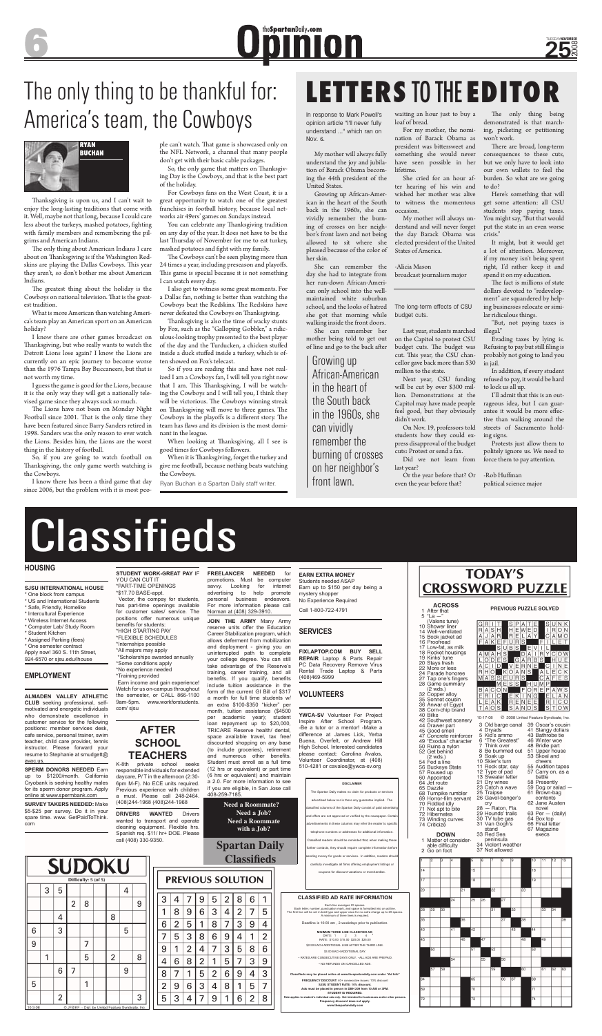# Opinion

## The only thing to be thankful for: America's team, the Cowboys

**RYAN BUCHAN**

Thanksgiving is upon us, and I can't wait to enjoy the long-lasting traditions that come with it. Well, maybe not that long, because I could care less about the turkeys, mashed potatoes, fighting with family members and remembering the pilgrims and American Indians.

The only thing about American Indians I care about on Thanksgiving is if the Washington Redskins are playing the Dallas Cowboys. This year they aren't, so don't bother me about American Indians.

The greatest thing about the holiday is the Cowboys on national television. That is the greatest tradition.

What is more American than watching America's team play an American sport on an American holiday?

I know there are other games broadcast on Thanksgiving, but who really wants to watch the Detroit Lions lose again? I know the Lions are currently on an epic journey to become worse than the 1976 Tampa Bay Buccaneers, but that is not worth my time.

I guess the game is good for the Lions, because it is the only way they will get a nationally televised game since they always suck so much.

The Lions have not been on Monday Night Football since 2001. That is the only time they have been featured since Barry Sanders retired in 1998. Sanders was the only reason to ever watch the Lions. Besides him, the Lions are the worst thing in the history of football.

So, if you are going to watch football on Thanksgiving, the only game worth watching is the Cowboys.

I know there has been a third game that day since 2006, but the problem with it is most people can't watch. That game is showcased only on the NFL Network, a channel that many people don't get with their basic cable packages.

So, the only game that matters on Thanksgiving Day is the Cowboys, and that is the best part of the holiday.

For Cowboys fans on the West Coast, it is a great opportunity to watch one of the greatest franchises in football history, because local networks air 49ers' games on Sundays instead.

You can celebrate any Thanksgiving tradition on any day of the year. It does not have to be the last Thursday of November for me to eat turkey, mashed potatoes and fight with my family.

The Cowboys can't be seen playing more than 24 times a year, including preseason and playoffs. This game is special because it is not something I can watch every day.

I also get to witness some great moments. For a Dallas fan, nothing is better than watching the Cowboys beat the Redskins. The Redskins have never defeated the Cowboys on Thanksgiving.

Thanksgiving is also the time of wacky stunts by Fox, such as the "Galloping Gobbler," a ridiculous-looking trophy presented to the best player of the day and the Turducken, a chicken stuffed inside a duck stuffed inside a turkey, which is often showed on Fox's telecast.

So if you are reading this and have not realized I am a Cowboys fan, I will tell you right now that I am. This Thanksgiving, I will be watching the Cowboys and I will tell you, I think they will be victorious. The Cowboys winning streak on Thanksgiving will move to three games. The Cowboys in the playoffs is a different story. The team has flaws and its division is the most dominant in the league.

When looking at Thanksgiving, all I see is good times for Cowboys followers.

When it is Thanksgiving, forget the turkey and give me football, because nothing beats watching the Cowboys.

*Ryan Buchan is a Spartan Daily staff writer.*

## LETTERS TO THE EDITOR

In response to Mark Powell's opinion article "I'll never fully understand ..." which ran on Nov. 6.

My mother will always fully understand the joy and jubilation of Barack Obama becoming the 44th president of the United States.

Growing up African-American in the heart of the South back in the 1960s, she can vividly remember the burning of crosses on her neighbor's front lawn and not being allowed to sit where she pleased because of the color of her skin.

She can remember the day she had to integrate from her run-down African-American only school into the well-maintained white suburban school, and the looks of hatred she got that morning while walking inside the front doors.

She can remember her mother being told to get out of line and go to the back after waiting an hour just to buy a loaf of bread.

For my mother, the nomination of Barack Obama as president was bittersweet and something she would never have seen possible in her lifetime.

She cried for an hour after hearing of his win and wished her mother was alive to witness the momentous occasion.

My mother will always understand and will never forget the day Barack Obama was elected president of the United States of America.

-Alicia Mason
broadcast journalism major

> Growing up African-American in the heart of the South back in the 1960s, she can vividly remember the burning of crosses on her neighbor's front lawn.

The long-term effects of CSU budget cuts.

Last year, students marched on the Capitol to protest CSU budget cuts. The budget was cut. This year, the CSU chancellor gave back more than $30 million to the state.

Next year, CSU funding will be cut by over $300 million. Demonstrations at the Capitol may have made people feel good, but they obviously didn't work.

On Nov. 19, professors told students how they could express disapproval of the budget cuts: Protest or send a fax.

Did we not learn from last year?

Or the year before that? Or even the year before that?

The only thing being demonstrated is that marching, picketing or petitioning won't work.

There are broad, long-term consequences to these cuts, but we only have to look into our own wallets to feel the burden. So what are we going to do?

Here's something that will get some attention: all CSU students stop paying taxes. You might say, "But that would put the state in an even worse crisis."

It might, but it would get a lot of attention. Moreover, if my money isn't being spent right, I'd rather keep it and spend it on my education.

The fact is millions of state dollars devoted to "redevelopment" are squandered by helping businesses relocate or similar ridiculous things.

"But, not paying taxes is illegal."

Evading taxes by lying is. Refusing to pay but still filing is probably not going to land you in jail.

In addition, if every student refused to pay, it would be hard to lock us all up.

I'll admit that this is an outrageous idea, but I can guarantee it would be more effective than walking around the streets of Sacramento holding signs.

Protests just allow them to politely ignore us. We need to force them to pay attention.

-Rob Huffman
political science major

# Classifieds

### HOUSING

**SJSU INTERNATIONAL HOUSE**
* One block from campus
* US and International Students
* Safe, Friendly, Homelike
* Intercultural Experience
* Wireless Internet Access
* Computer Lab/ Study Room
* Student Kitchen
* Assigned Parking (fees)
* One semester contract

Apply now! 360 S. 11th Street, 924-6570 or sjsu.edu/ihouse

### EMPLOYMENT

**ALMADEN VALLEY ATHLETIC CLUB** seeking professional, self-motivated and energetic individuals who demonstrate excellence in customer service for the following positions: member services desk, cafe service, personal trainer, swim teacher, child care provider, tennis instructor. Please forward your resume to Stephanie at smudgett@avac.us.

**SPERM DONORS NEEDED** Earn up to $1200/month. California Cryobank is seeking healthy males for its sperm donor program. Apply online at www.spermbank.com

**SURVEY TAKERS NEEDED:** Make $5-$25 per survey. Do it in your spare time. www. GetPaidToThink.com

**STUDENT WORK-GREAT PAY** IF YOU CAN CUT IT
*PART-TIME OPENINGS
*$17.70 BASE-appt.

Vector, the company for students, has part-time openings available for customer sales/ service. The positions offer numerous unique benefits for students:
*HIGH STARTING PAY
*FLEXIBLE SCHEDULES
*Internships possible
*All majors may apply
*Scholarships awarded annually
*Some conditions apply
*No experience needed
*Training provided

Earn income and gain experience! Watch for us on-campus throughout the semester, or CALL 866-1100 9am-5pm. www.workforstudents.com/ sjsu

**AFTER SCHOOL TEACHERS**

K-8th private school seeks responsible individuals for extended daycare, P/T in the afternoon (2:30-6pm M-F). No ECE units required. Previous experience with children a must. Please call 248-2464. (408)244-1968 (408)244-1968

**DRIVERS WANTED** Drivers wanted to transport and operate cleaning equipment. Flexible hrs. Spanish req. $11/ hr+ DOE. Please call (408) 330-9350.

**FREELANCER NEEDED** for promotions. Must be computer savvy. Looking for internet advertising to help promote personal business endeavors. For more information please call Norman at (408) 329-3910.

**JOIN THE ARMY** Many Army reserve units offer the Education Career Stabilization program, which allows deferment from mobilization and deployment - giving you an uninterrupted path to complete your college degree. You can still take advantage of the Reserve's training, career training, and all benefits. If you qualify, benefits include tuition assistance in the form of the current GI Bill of $317 a month for full time students w/ an extra $100-$350 "kicker" per month, tuition assistance ($4500 per academic year); student loan repayment up to $20,000, TRICARE Reserve health/ dental, space available travel, tax free/ discounted shopping on any base (to include groceries), retirement and numerous other benefits. Student must enroll as a full time (12 hrs or equivalent) or part time (6 hrs or equivalent) and maintain a 2.0. For more information to see if you are eligible, in San Jose call 408-259-7185.

**Need a Roommate? Need a Job? Need a Roommate with a Job?**

**Spartan Daily Classifieds**

**EARN EXTRA MONEY** Students needed ASAP Earn up to $150 per day being a mystery shopper No Experience Required Call 1-800-722-4791

### SERVICES

**FIXLAPTOP.COM BUY SELL REPAIR** Laptop & Parts Repair PC Data Recovery Remove Virus Rental Trade Laptop & Parts (408)469-5999

### VOLUNTEERS

**YWCA-SV** Volunteer For Project Inspire After School Program. -Be a tutor or a mentor! -Make a difference at James Lick, Yerba Buena, Overfelt, or Andrew Hill High School. Interested candidates please contact: Carolina Avalos, Volunteer Coordinator, at (408) 510-4281 or cavalos@ywca-sv.org

**DISCLAIMER**

The Spartan Daily makes no claim for products or services advertised below nor is there any guarantee implied. The classified columns of the Spartan Daily consist of paid advertising and offers are not approved or verified by the newspaper. Certain advertisements in these columns may refer the reader to specific telephone numbers or addresses for additional information. Classified readers should be reminded that, when making these further contacts, they should require complete information before sending money for goods or services. In addition, readers should carefully investigate all firms offering employment listings or coupons for discount vacations or merchandise.

**CLASSIFIED AD RATE INFORMATION**

Each line averages 25 spaces. Each letter, number, punctuation mark, and space is formatted into an ad line. The first line will be set in bold type and upper case for no extra charge up to 20 spaces. A minimum of three lines is required.

Deadline is 10:00 am, 2-weekdays prior to publication.

MINIMUM THREE LINE CLASSIFIED AD:

| DAYS: | 1 | 2 | 3 | 4 |
|---|---|---|---|---|
| RATE: | $10.00 | $15.00 | $20.00 | $25.00 |

$2.50 EACH ADDITIONAL LINE AFTER THE THIRD LINE.
$3.00 EACH ADDITIONAL DAY.
• RATES ARE CONSECUTIVE DAYS ONLY. •ALL ADS ARE PREPAID.
• NO REFUNDS ON CANCELLED ADS.

Classifieds may be placed online at www.thespartandaily.com under "Ad Info"

FREQUENCY DISCOUNT: 40+ consecutive issues: 10% discount
SJSU STUDENT RATE: 10% discount. Ads must be placed in person in DBH 209 from 10 AM or 3PM. STUDENT ID REQUIRED.
Rate applies to student's individual ads only. Not intended for businesses and/or other persons. Frequency discount does not apply.
www.thespartandaily.com

## SUDOKU

Difficulty: 5 (of 5)

| | | | | | | | | |
|---|---|---|---|---|---|---|---|---|
| | 3 | 5 | | | | | 4 | |
| | | | 2 | 8 | | | | 9 |
| | | 4 | | | | 8 | | |
| 6 | | 3 | | | | | 5 | |
| 9 | | | | 7 | | | | |
| | 1 | | | 5 | | 2 | | 8 |
| | | 6 | 7 | | | | 9 | |
| 5 | | | | 1 | | | | |
| | | 2 | | | | | | 3 |

10-3-08 © JFS/KF – Dist. by United Feature Syndicate, Inc.

## PREVIOUS SOLUTION

| | | | | | | | | |
|---|---|---|---|---|---|---|---|---|
| 3 | 4 | 7 | 9 | 5 | 2 | 8 | 6 | 1 |
| 1 | 8 | 9 | 6 | 3 | 4 | 2 | 7 | 5 |
| 6 | 2 | 5 | 1 | 8 | 7 | 3 | 9 | 4 |
| 7 | 5 | 3 | 8 | 6 | 9 | 4 | 1 | 2 |
| 9 | 1 | 2 | 4 | 7 | 3 | 5 | 8 | 6 |
| 4 | 6 | 8 | 2 | 1 | 5 | 7 | 3 | 9 |
| 8 | 7 | 1 | 5 | 2 | 6 | 9 | 4 | 3 |
| 2 | 9 | 6 | 3 | 4 | 8 | 1 | 5 | 7 |
| 5 | 3 | 4 | 7 | 9 | 1 | 6 | 2 | 8 |

## TODAY'S CROSSWORD PUZZLE

**ACROSS**
1 After that
5 "La —" (Valens tune)
10 Shower liner
14 Well-ventilated
15 Book jacket ad
16 Proofread
17 Low-fat, as milk
18 Rocket housings
19 Kinks' tune
20 Stays fresh
22 More or less
24 Parade honoree
27 Tap one's fingers
28 Game summary (2 wds.)
32 Copper alloy
35 Sonnet cousin
36 Anwar of Egypt
38 Corn-chip brand
40 Bilks
42 Southwest scenery
44 Drawer part
45 Good smell
47 Concrete reinforcer
49 "Exodus" character
50 Ruins a nylon
52 Get behind (2 wds.)
54 Fed a line
56 Buckeye State
57 Roused up
60 Appointed
64 Jet route
65 Dazzle
68 Turnpike rumbler
69 Horror-film servant
70 Fiddled idly
71 Not apt to bite
72 Hibernates
73 Winding curves
74 Criticize

**DOWN**
1 Matter of considerable difficulty
2 Go on foot
3 Old barge canal
4 Dryads
5 Kid's ammo
6 "The Greatest"
7 Think over
8 Be bummed out
9 Soak up
10 Skier's turn
11 Rock star, say
12 Type of pad
13 Sweater letter
21 Dry wines
23 Catch a wave
25 Traipse
26 Gavel-banger's cry
28 — Raton, Fla.
29 Hounds' trails
30 TV tube gas
31 Van Gogh's stand
33 Red Sea peninsula
34 Violent weather
37 Not allowed
39 Oscar's cousin
41 Slangy dollars
43 Bathrobe tie
46 Winter woe
48 Bridle part
51 Upper house
53 Skoal and cheers
55 Audition tapes
57 Carry on, as a battle
58 Presently
59 Dog or salad —
61 Brown-bag contents
62 Jane Austen novel
63 Per — (daily)
64 Box top
66 Final letter
67 Magazine execs

**PREVIOUS PUZZLE SOLVED**

| | | | | | | | | | | | | | |
|---|---|---|---|---|---|---|---|---|---|---|---|---|---|
| G | R | I | T | | S | P | A | T | E | | S | U | N | K |
| R | A | S | H | | H | E | W | E | D | | I | R | O | N |
| A | J | A | R | | R | E | L | A | Y | | C | A | M | O |
| F | A | K | E | F | U | R | S | | | F | I | L | E | T |
| | | | | S | U | B | S | | E | V | I | L | | |
| A | M | A | H | S | | | D | A | I | R | Y | C | O | W |
| L | O | D | E | S | | G | A | R | B | S | | H | U | E |
| A | C | I | D | | V | E | R | N | E | | C | I | N | E |
| R | H | O | | K | O | A | N | S | | A | L | E | C | K |
| M | A | S | S | E | U | R | S | | | C | A | F | E | S |
| | | | M | E | S | S | | H | U | M | P | | | |
| B | A | C | O | N | | | F | O | R | E | P | A | W | S |
| E | R | I | C | | E | K | I | N | G | | C | L | A | N |
| L | E | A | K | | R | E | N | E | E | | R | I | C | O |
| T | A | O | S | | S | A | N | D | S | | S | T | O | W |

10-17-08 © 2008 United Feature Syndicate, Inc.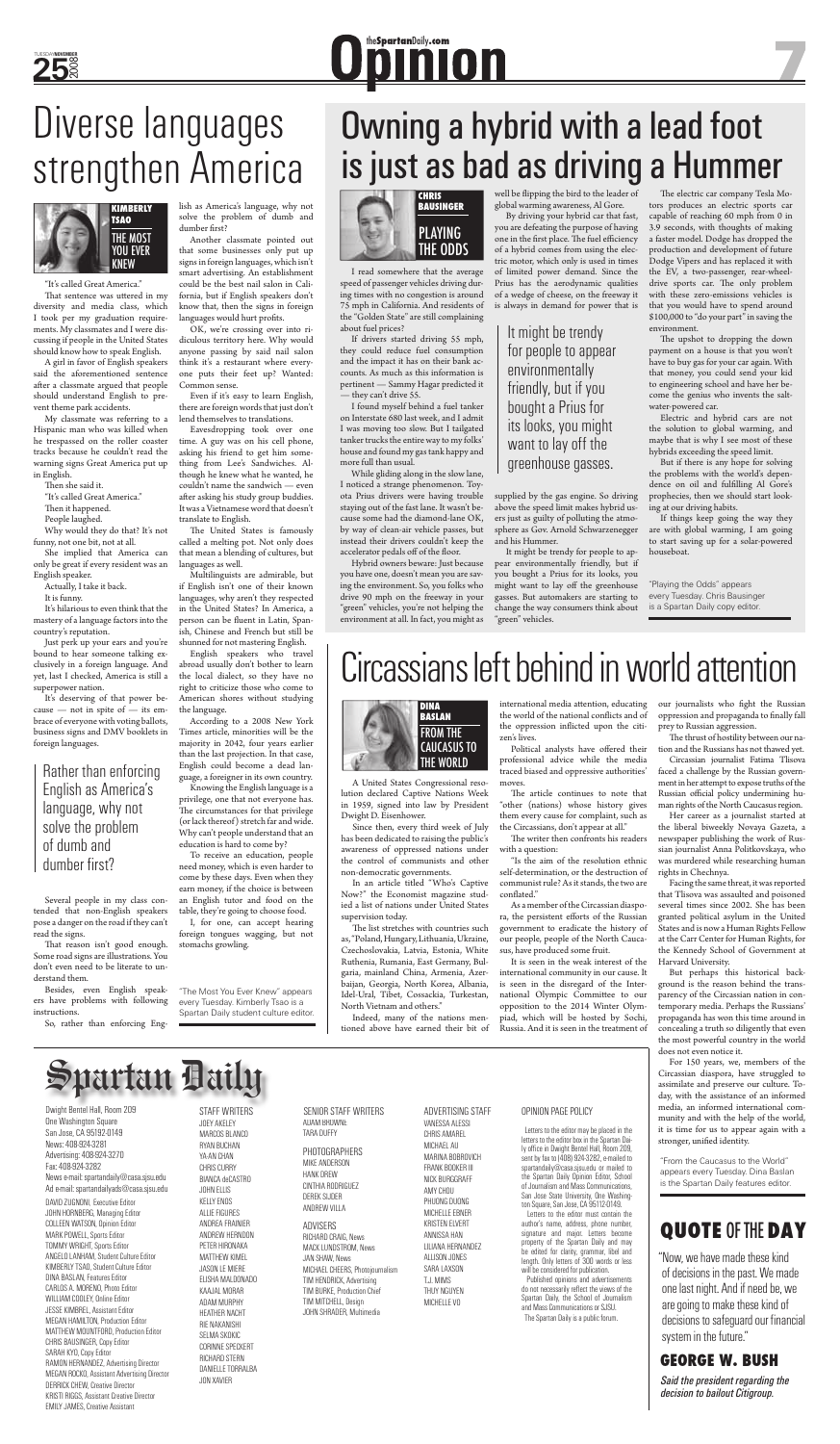# Opinion

# Diverse languages strengthen America

**KIMBERLY TSAO**
**THE MOST YOU EVER KNEW**

"It's called Great America."

That sentence was uttered in my diversity and media class, which I took per my graduation requirements. My classmates and I were discussing if people in the United States should know how to speak English.

A girl in favor of English speakers said the aforementioned sentence after a classmate argued that people should understand English to prevent theme park accidents.

My classmate was referring to a Hispanic man who was killed when he trespassed on the roller coaster tracks because he couldn't read the warning signs Great America put up in English.

Then she said it.

"It's called Great America."

Then it happened.

People laughed.

Why would they do that? It's not funny, not one bit, not at all.

She implied that America can only be great if every resident was an English speaker.

Actually, I take it back.

It is funny.

It's hilarious to even think that the mastery of a language factors into the country's reputation.

Just perk up your ears and you're bound to hear someone talking exclusively in a foreign language. And yet, last I checked, America is still a superpower nation.

It's deserving of that power because — not in spite of — its embrace of everyone with voting ballots, business signs and DMV booklets in foreign languages.

> Rather than enforcing English as America's language, why not solve the problem of dumb and dumber first?

Several people in my class contended that non-English speakers pose a danger on the road if they can't read the signs.

That reason isn't good enough. Some road signs are illustrations. You don't even need to be literate to understand them.

Besides, even English speakers have problems with following instructions.

So, rather than enforcing English as America's language, why not solve the problem of dumb and dumber first?

Another classmate pointed out that some businesses only put up signs in foreign languages, which isn't smart advertising. An establishment could be the best nail salon in California, but if English speakers don't know that, then the signs in foreign languages would hurt profits.

OK, we're crossing over into ridiculous territory here. Why would anyone passing by said nail salon think it's a restaurant where everyone puts their feet up? Wanted: Common sense.

Even if it's easy to learn English, there are foreign words that just don't lend themselves to translations.

Eavesdropping took over one time. A guy was on his cell phone, asking his friend to get him something from Lee's Sandwiches. Although he knew what he wanted, he couldn't name the sandwich — even after asking his study group buddies. It was a Vietnamese word that doesn't translate to English.

The United States is famously called a melting pot. Not only does that mean a blending of cultures, but languages as well.

Multilinguists are admirable, but if English isn't one of their known languages, why aren't they respected in the United States? In America, a person can be fluent in Latin, Spanish, Chinese and French but still be shunned for not mastering English.

English speakers who travel abroad usually don't bother to learn the local dialect, so they have no right to criticize those who come to American shores without studying the language.

According to a 2008 New York Times article, minorities will be the majority in 2042, four years earlier than the last projection. In that case, English could become a dead language, a foreigner in its own country.

Knowing the English language is a privilege, one that not everyone has. The circumstances for that privilege (or lack thereof) stretch far and wide. Why can't people understand that an education is hard to come by?

To receive an education, people need money, which is even harder to come by these days. Even when they earn money, if the choice is between an English tutor and food on the table, they're going to choose food.

I, for one, can accept hearing foreign tongues wagging, but not stomachs growling.

*"The Most You Ever Knew" appears every Tuesday. Kimberly Tsao is a Spartan Daily student culture editor.*

# Owning a hybrid with a lead foot is just as bad as driving a Hummer

**CHRIS BAUSINGER**
**PLAYING THE ODDS**

I read somewhere that the average speed of passenger vehicles driving during times with no congestion is around 75 mph in California. And residents of the "Golden State" are still complaining about fuel prices?

If drivers started driving 55 mph, they could reduce fuel consumption and the impact it has on their bank accounts. As much as this information is pertinent — Sammy Hagar predicted it — they can't drive 55.

I found myself behind a fuel tanker on Interstate 680 last week, and I admit I was moving too slow. But I tailgated tanker trucks the entire way to my folks' house and found my gas tank happy and more full than usual.

While gliding along in the slow lane, I noticed a strange phenomenon. Toyota Prius drivers were having trouble staying out of the fast lane. It wasn't because some had the diamond-lane OK, by way of clean-air vehicle passes, but instead their drivers couldn't keep the accelerator pedals off of the floor.

Hybrid owners beware: Just because you have one, doesn't mean you are saving the environment. So, you folks who drive 90 mph on the freeway in your "green" vehicles, you're not helping the environment at all. In fact, you might as well be flipping the bird to the leader of global warming awareness, Al Gore.

By driving your hybrid car that fast, you are defeating the purpose of having one in the first place. The fuel efficiency of a hybrid comes from using the electric motor, which only is used in times of limited power demand. Since the Prius has the aerodynamic qualities of a wedge of cheese, on the freeway it is always in demand for power that is supplied by the gas engine. So driving above the speed limit makes hybrid users just as guilty of polluting the atmosphere as Gov. Arnold Schwarzenegger and his Hummer.

> It might be trendy for people to appear environmentally friendly, but if you bought a Prius for its looks, you might want to lay off the greenhouse gasses.

It might be trendy for people to appear environmentally friendly, but if you bought a Prius for its looks, you might want to lay off the greenhouse gasses. But automakers are starting to change the way consumers think about "green" vehicles.

The electric car company Tesla Motors produces an electric sports car capable of reaching 60 mph from 0 in 3.9 seconds, with thoughts of making a faster model. Dodge has dropped the production and development of future Dodge Vipers and has replaced it with the EV, a two-passenger, rear-wheel-drive sports car. The only problem with these zero-emissions vehicles is that you would have to spend around \$100,000 to "do your part" in saving the environment.

The upshot to dropping the down payment on a house is that you won't have to buy gas for your car again. With that money, you could send your kid to engineering school and have her become the genius who invents the salt-water-powered car.

Electric and hybrid cars are not the solution to global warming, and maybe that is why I see most of these hybrids exceeding the speed limit.

But if there is any hope for solving the problems with the world's dependence on oil and fulfilling Al Gore's prophecies, then we should start looking at our driving habits.

If things keep going the way they are with global warming, I am going to start saving up for a solar-powered houseboat.

*"Playing the Odds" appears every Tuesday. Chris Bausinger is a Spartan Daily copy editor.*

# Circassians left behind in world attention

**DINA BASLAN**
**FROM THE CAUCASUS TO THE WORLD**

A United States Congressional resolution declared Captive Nations Week in 1959, signed into law by President Dwight D. Eisenhower.

Since then, every third week of July has been dedicated to raising the public's awareness of oppressed nations under the control of communists and other non-democratic governments.

In an article titled "Who's Captive Now?" the Economist magazine studied a list of nations under United States supervision today.

The list stretches with countries such as, "Poland, Hungary, Lithuania, Ukraine, Czechoslovakia, Latvia, Estonia, White Ruthenia, Rumania, East Germany, Bulgaria, mainland China, Armenia, Azerbaijan, Georgia, North Korea, Albania, Idel-Ural, Tibet, Cossackia, Turkestan, North Vietnam and others."

Indeed, many of the nations mentioned above have earned their bit of international media attention, educating the world of the national conflicts and of the oppression inflicted upon the citizen's lives.

Political analysts have offered their professional advice while the media traced biased and oppressive authorities' moves.

The article continues to note that "other (nations) whose history gives them every cause for complaint, such as the Circassians, don't appear at all."

The writer then confronts his readers with a question:

"Is the aim of the resolution ethnic self-determination, or the destruction of communist rule? As it stands, the two are conflated."

As a member of the Circassian diaspora, the persistent efforts of the Russian government to eradicate the history of our people, people of the North Caucasus, have produced some fruit.

It is seen in the weak interest of the international community in our cause. It is seen in the disregard of the International Olympic Committee to our opposition to the 2014 Winter Olympiad, which will be hosted by Sochi, Russia. And it is seen in the treatment of our journalists who fight the Russian oppression and propaganda to finally fall prey to Russian aggression.

The thrust of hostility between our nation and the Russians has not thawed yet.

Circassian journalist Fatima Tlisova faced a challenge by the Russian government in her attempt to expose truths of the Russian official policy undermining human rights of the North Caucasus region.

Her career as a journalist started at the liberal biweekly Novaya Gazeta, a newspaper publishing the work of Russian journalist Anna Politkovskaya, who was murdered while researching human rights in Chechnya.

Facing the same threat, it was reported that Tlisova was assaulted and poisoned several times since 2002. She has been granted political asylum in the United States and is now a Human Rights Fellow at the Carr Center for Human Rights, for the Kennedy School of Government at Harvard University.

But perhaps this historical background is the reason behind the transparency of the Circassian nation in contemporary media. Perhaps the Russians' propaganda has won this time around in concealing a truth so diligently that even the most powerful country in the world does not even notice it.

For 150 years, we, members of the Circassian diaspora, have struggled to assimilate and preserve our culture. Today, with the assistance of an informed media, an informed international community and with the help of the world, it is time for us to appear again with a stronger, unified identity.

*"From the Caucasus to the World" appears every Tuesday. Dina Baslan is the Spartan Daily features editor.*

## QUOTE OF THE DAY

"Now, we have made these kind of decisions in the past. We made one last night. And if need be, we are going to make these kind of decisions to safeguard our financial system in the future."

**GEORGE W. BUSH**

*Said the president regarding the decision to bailout Citigroup.*

# Spartan Daily

Dwight Bentel Hall, Room 209
One Washington Square
San Jose, CA 95192-0149
News: 408-924-3281
Advertising: 408-924-3270
Fax: 408-924-3282
News e-mail: spartandaily@casa.sjsu.edu
Ad e-mail: spartandailyads@casa.sjsu.edu

DAVID ZUGNONI, Executive Editor
JOHN HORNBERG, Managing Editor
COLLEEN WATSON, Opinion Editor
MARK POWELL, Sports Editor
TOMMY WRIGHT, Sports Editor
ANGELO LANHAM, Student Culture Editor
KIMBERLY TSAO, Student Culture Editor
DINA BASLAN, Features Editor
CARLOS A. MORENO, Photo Editor
WILLIAM COOLEY, Online Editor
JESSE KIMBREL, Assistant Editor
MEGAN HAMILTON, Production Editor
MATTHEW MOUNTFORD, Production Editor
CHRIS BAUSINGER, Copy Editor
SARAH KYO, Copy Editor
RAMON HERNANDEZ, Advertising Director
MEGAN ROCKO, Assistant Advertising Director
DERRICK CHEW, Creative Director
KRISTI RIGGS, Assistant Creative Director
EMILY JAMES, Creative Assistant

STAFF WRITERS
JOEY AKELEY
MARCOS BLANCO
RYAN BUCHAN
YA-AN CHAN
CHRIS CURRY
BIANCA deCASTRO
JOHN ELLIS
KELLY ENOS
ALLIE FIGURES
ANDREA FRAINIER
ANDREW HERNDON
PETER HIRONAKA
MATTHEW KIMEL
JASON LE MIERE
ELISHA MALDONADO
KAAJAL MORAR
ADAM MURPHY
HEATHER NACHT
RIE NAKANISHI
SELMA SKOKIC
CORINNE SPECKERT
RICHARD STERN
DANIELLE TORRALBA
JON XAVIER

SENIOR STAFF WRITERS
ADAM BROWNE
TARA DUFFY

PHOTOGRAPHERS
MIKE ANDERSON
HANK DREW
CINTHIA RODRIGUEZ
DEREK SIJDER
ANDREW VILLA

ADVISERS
RICHARD CRAIG, News
MACK LUNDSTROM, News
JAN SHAW, News
MICHAEL CHEERS, Photojournalism
TIM HENDRICK, Advertising
TIM BURKE, Production Chief
TIM MITCHELL, Design
JOHN SHRADER, Multimedia

ADVERTISING STAFF
VANESSA ALESSI
CHRIS AMAREL
MICHAEL AU
MARINA BOBROVICH
FRANK BOOKER III
NICK BURGGRAFF
AMY CHOU
PHUONG DUONG
MICHELLE EBNER
KRISTEN EVERT
ANNISSA HAN
LILIANA HERNANDEZ
ALLISON JONES
SARA LAXSON
T.J. MIMS
THUY NGUYEN
MICHELLE VO

OPINION PAGE POLICY

Letters to the editor may be placed in the letters to the editor box in the Spartan Daily office in Dwight Bentel Hall, Room 209, sent by fax to (408) 924-3282, e-mailed to spartandaily@casa.sjsu.edu or mailed to the Spartan Daily Opinion Editor, School of Journalism and Mass Communications, San Jose State University, One Washington Square, San Jose, CA 95112-0149.

Letters to the editor must contain the author's name, address, phone number, signature and major. Letters become property of the Spartan Daily and may be edited for clarity, grammar, libel and length. Only letters of 300 words or less will be considered for publication.

Published opinions and advertisements do not necessarily reflect the views of the Spartan Daily, the School of Journalism and Mass Communications or SJSU.

The Spartan Daily is a public forum.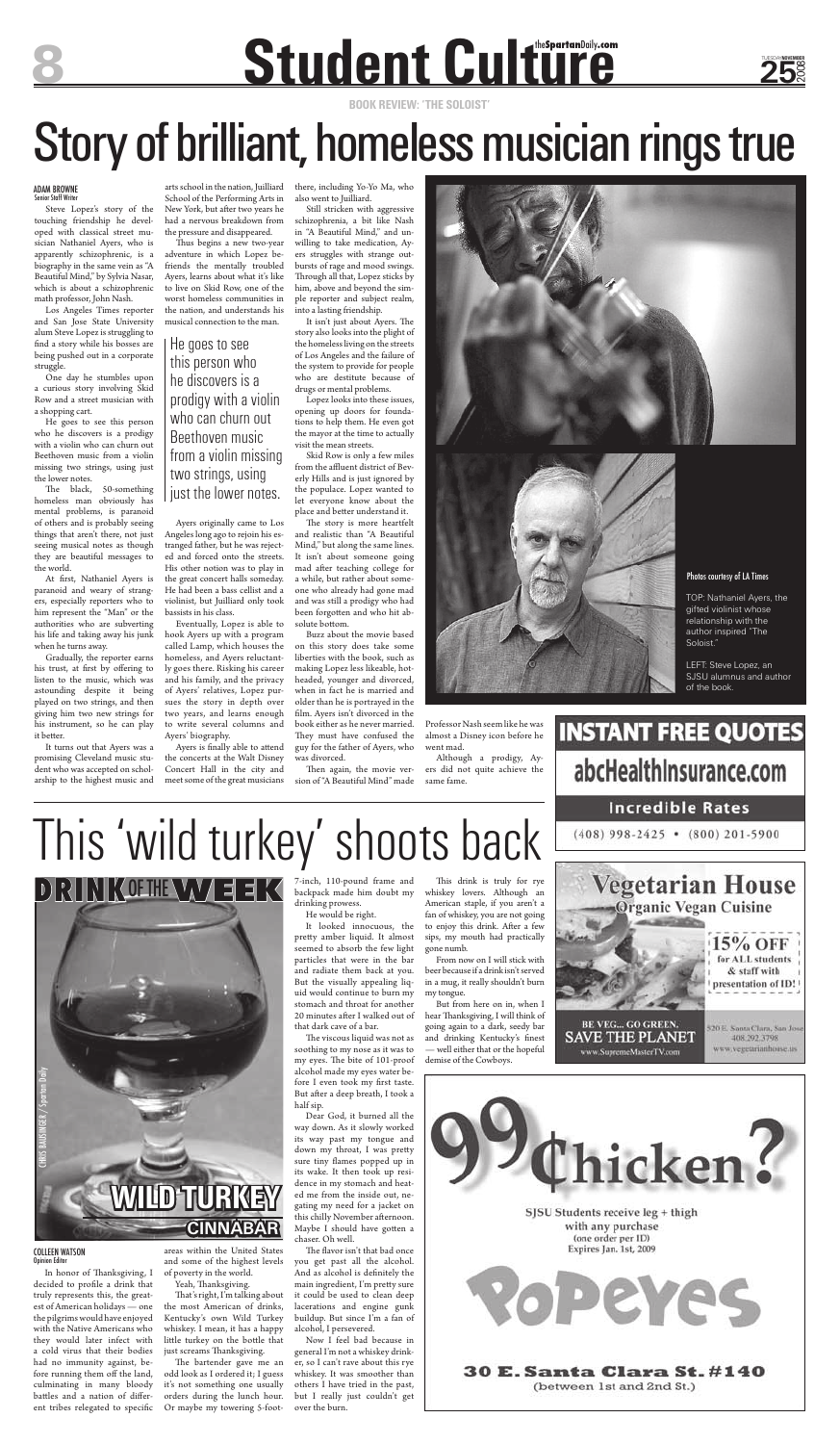BOOK REVIEW: 'THE SOLOIST'

# Story of brilliant, homeless musician rings true

**ADAM BROWNE**
Senior Staff Writer

Steve Lopez's story of the touching friendship he developed with classical street musician Nathaniel Ayers, who is apparently schizophrenic, is a biography in the same vein as "A Beautiful Mind," by Sylvia Nasar, which is about a schizophrenic math professor, John Nash.

Los Angeles Times reporter and San Jose State University alum Steve Lopez is struggling to find a story while his bosses are being pushed out in a corporate struggle.

One day he stumbles upon a curious story involving Skid Row and a street musician with a shopping cart.

He goes to see this person who he discovers is a prodigy with a violin who can churn out Beethoven music from a violin missing two strings, using just the lower notes.

The black, 50-something homeless man obviously has mental problems, is paranoid of others and is probably seeing things that aren't there, not just seeing musical notes as though they are beautiful messages to the world.

At first, Nathaniel Ayers is paranoid and weary of strangers, especially reporters who to him represent the "Man" or the authorities who are subverting his life and taking away his junk when he turns away.

Gradually, the reporter earns his trust, at first by offering to listen to the music, which was astounding despite it being played on two strings, and then giving him two new strings for his instrument, so he can play it better.

It turns out that Ayers was a promising Cleveland music student who was accepted on scholarship to the highest music and arts school in the nation, Juilliard School of the Performing Arts in New York, but after two years he had a nervous breakdown from the pressure and disappeared.

Thus begins a new two-year adventure in which Lopez befriends the mentally troubled Ayers, learns about what it's like to live on Skid Row, one of the worst homeless communities in the nation, and understands his musical connection to the man.

> He goes to see this person who he discovers is a prodigy with a violin who can churn out Beethoven music from a violin missing two strings, using just the lower notes.

Ayers originally came to Los Angeles long ago to rejoin his estranged father, but he was rejected and forced onto the streets. His other notion was to play in the great concert halls someday. He had been a bass cellist and a violinist, but Juilliard only took bassists in his class.

Eventually, Lopez is able to hook Ayers up with a program called Lamp, which houses the homeless, and Ayers reluctantly goes there. Risking his career and his family, and the privacy of Ayers' relatives, Lopez pursues the story in depth over two years, and learns enough to write several columns and Ayers' biography.

Ayers is finally able to attend the concerts at the Walt Disney Concert Hall in the city and meet some of the great musicians there, including Yo-Yo Ma, who also went to Juilliard.

Still stricken with aggressive schizophrenia, a bit like Nash in "A Beautiful Mind," and unwilling to take medication, Ayers struggles with strange outbursts of rage and mood swings. Through all that, Lopez sticks by him, above and beyond the simple reporter and subject realm, into a lasting friendship.

It isn't just about Ayers. The story also looks into the plight of the homeless living on the streets of Los Angeles and the failure of the system to provide for people who are destitute because of drugs or mental problems.

Lopez looks into these issues, opening up doors for foundations to help them. He even got the mayor at the time to actually visit the mean streets.

Skid Row is only a few miles from the affluent district of Beverly Hills and is just ignored by the populace. Lopez wanted to let everyone know about the place and better understand it.

The story is more heartfelt and realistic than "A Beautiful Mind," but along the same lines. It isn't about someone going mad after teaching college for a while, but rather about someone who already had gone mad and was still a prodigy who had been forgotten and who hit absolute bottom.

Buzz about the movie based on this story does take some liberties with the book, such as making Lopez less likeable, hotheaded, younger and divorced, when in fact he is married and older than he is portrayed in the film. Ayers isn't divorced in the book either as he never married. They must have confused the guy for the father of Ayers, who was divorced.

Then again, the movie version of "A Beautiful Mind" made Professor Nash seem like he was almost a Disney icon before he went mad.

Although a prodigy, Ayers did not quite achieve the same fame.

Photos courtesy of LA Times

TOP: Nathaniel Ayers, the gifted violinist whose relationship with the author inspired "The Soloist."

LEFT: Steve Lopez, an SJSU alumnus and author of the book.

# This 'wild turkey' shoots back

DRINK OF THE WEEK

WILD TURKEY CINNABAR

CHRIS BAUSINGER / Spartan Daily

**COLLEEN WATSON**
Opinion Editor

In honor of Thanksgiving, I decided to profile a drink that truly represents this, the greatest of American holidays — one the pilgrims would have enjoyed with the Native Americans who they would later infect with a cold virus that their bodies had no immunity against, before running them off the land, culminating in many bloody battles and a nation of different tribes relegated to specific areas within the United States and some of the highest levels of poverty in the world.

Yeah, Thanksgiving.

That's right, I'm talking about the most American of drinks, Kentucky's own Wild Turkey whiskey. I mean, it has a happy little turkey on the bottle that just screams Thanksgiving.

The bartender gave me an odd look as I ordered it; I guess it's not something one usually orders during the lunch hour. Or maybe my towering 5-foot-7-inch, 110-pound frame and backpack made him doubt my drinking prowess.

He would be right.

It looked innocuous, the pretty amber liquid. It almost seemed to absorb the few light particles that were in the bar and radiate them back at you. But the visually appealing liquid would continue to burn my stomach and throat for another 20 minutes after I walked out of that dark cave of a bar.

The viscous liquid was not as soothing to my nose as it was to my eyes. The bite of 101-proof alcohol made my eyes water before I even took my first taste. But after a deep breath, I took a half sip.

Dear God, it burned all the way down. As it slowly worked its way past my tongue and down my throat, I was pretty sure tiny flames popped up in its wake. It then took up residence in my stomach and heated me from the inside out, negating my need for a jacket on this chilly November afternoon. Maybe I should have gotten a chaser. Oh well.

The flavor isn't that bad once you get past all the alcohol. And as alcohol is definitely the main ingredient, I'm pretty sure it could be used to clean deep lacerations and engine gunk buildup. But since I'm a fan of alcohol, I persevered.

Now I feel bad because in general I'm not a whiskey drinker, so I can't rave about this rye whiskey. It was smoother than others I have tried in the past, but I really just couldn't get over the burn.

This drink is truly for rye whiskey lovers. Although an American staple, if you aren't a fan of whiskey, you are not going to enjoy this drink. After a few sips, my mouth had practically gone numb.

From now on I will stick with beer because if a drink isn't served in a mug, it really shouldn't burn my tongue.

But from here on in, when I hear Thanksgiving, I will think of going again to a dark, seedy bar and drinking Kentucky's finest — well either that or the hopeful demise of the Cowboys.

**INSTANT FREE QUOTES**
abcHealthInsurance.com
Incredible Rates
(408) 998-2425 • (800) 201-5900

**Vegetarian House**
Organic Vegan Cuisine
15% OFF for ALL students & staff with presentation of ID!
BE VEG... GO GREEN. SAVE THE PLANET
www.SupremeMasterTV.com
520 E. Santa Clara, San Jose
408.292.3798
www.vegetarianhouse.us

**99¢hicken?**
SJSU Students receive leg + thigh with any purchase (one order per ID) Expires Jan. 1st, 2009
Popeyes
30 E. Santa Clara St. #140 (between 1st and 2nd St.)